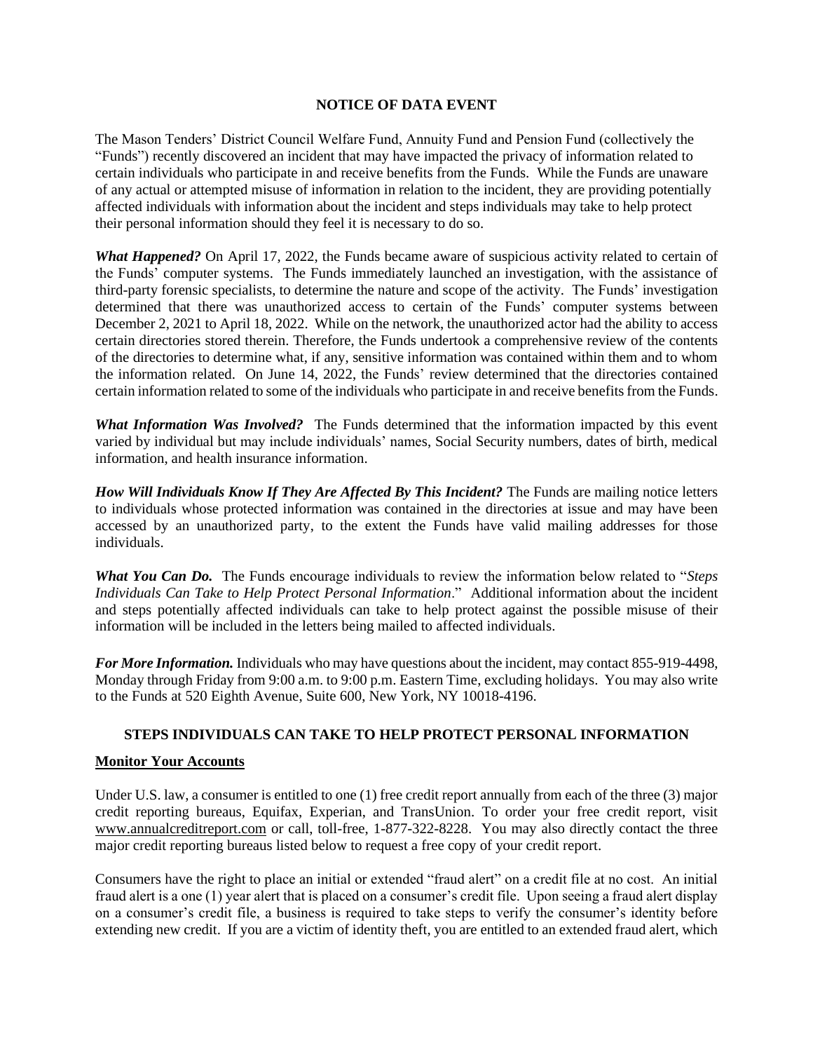## NOTICE OF DATA EVENT

The Mason Tenders' District Council Welfare Fund, Annuity Fund and Pension Fund (collectively the "Funds") recently discovered an incident that may have impacted the privacy of information related to certain individuals who participate in and receive benefits from the Funds. While the Funds are unaware of any actual or attempted misuse of information in relation to the incident, they are providing potentially affected individuals with information about the incident and steps individuals may take to help protect their personal information should they feel it is necessary to do so.

***What Happened?*** On April 17, 2022, the Funds became aware of suspicious activity related to certain of the Funds' computer systems. The Funds immediately launched an investigation, with the assistance of third-party forensic specialists, to determine the nature and scope of the activity. The Funds' investigation determined that there was unauthorized access to certain of the Funds' computer systems between December 2, 2021 to April 18, 2022. While on the network, the unauthorized actor had the ability to access certain directories stored therein. Therefore, the Funds undertook a comprehensive review of the contents of the directories to determine what, if any, sensitive information was contained within them and to whom the information related. On June 14, 2022, the Funds' review determined that the directories contained certain information related to some of the individuals who participate in and receive benefits from the Funds.

***What Information Was Involved?*** The Funds determined that the information impacted by this event varied by individual but may include individuals' names, Social Security numbers, dates of birth, medical information, and health insurance information.

***How Will Individuals Know If They Are Affected By This Incident?*** The Funds are mailing notice letters to individuals whose protected information was contained in the directories at issue and may have been accessed by an unauthorized party, to the extent the Funds have valid mailing addresses for those individuals.

***What You Can Do.*** The Funds encourage individuals to review the information below related to "*Steps Individuals Can Take to Help Protect Personal Information*." Additional information about the incident and steps potentially affected individuals can take to help protect against the possible misuse of their information will be included in the letters being mailed to affected individuals.

***For More Information.*** Individuals who may have questions about the incident, may contact 855-919-4498, Monday through Friday from 9:00 a.m. to 9:00 p.m. Eastern Time, excluding holidays. You may also write to the Funds at 520 Eighth Avenue, Suite 600, New York, NY 10018-4196.

## STEPS INDIVIDUALS CAN TAKE TO HELP PROTECT PERSONAL INFORMATION

### Monitor Your Accounts

Under U.S. law, a consumer is entitled to one (1) free credit report annually from each of the three (3) major credit reporting bureaus, Equifax, Experian, and TransUnion. To order your free credit report, visit www.annualcreditreport.com or call, toll-free, 1-877-322-8228. You may also directly contact the three major credit reporting bureaus listed below to request a free copy of your credit report.

Consumers have the right to place an initial or extended "fraud alert" on a credit file at no cost. An initial fraud alert is a one (1) year alert that is placed on a consumer's credit file. Upon seeing a fraud alert display on a consumer's credit file, a business is required to take steps to verify the consumer's identity before extending new credit. If you are a victim of identity theft, you are entitled to an extended fraud alert, which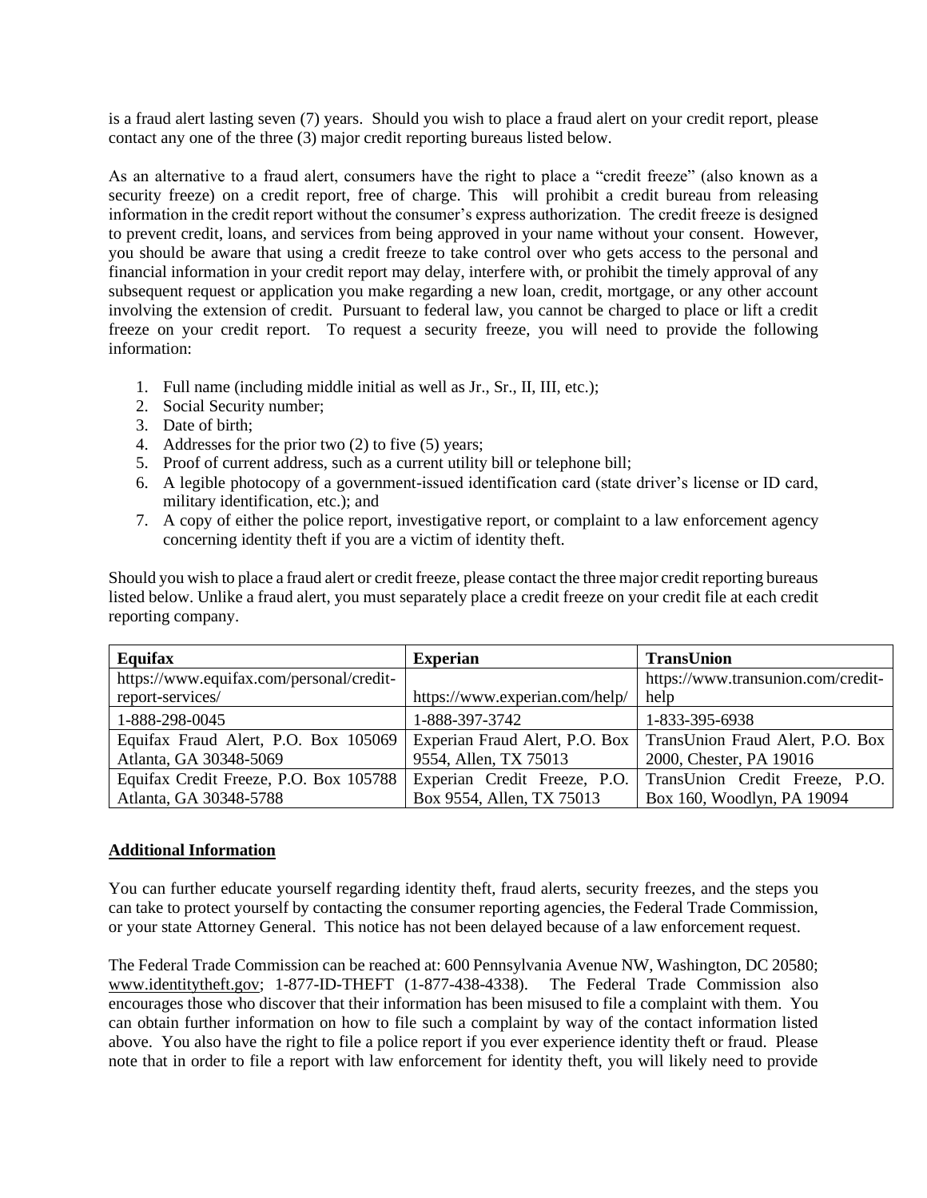is a fraud alert lasting seven (7) years. Should you wish to place a fraud alert on your credit report, please contact any one of the three (3) major credit reporting bureaus listed below.

As an alternative to a fraud alert, consumers have the right to place a "credit freeze" (also known as a security freeze) on a credit report, free of charge. This will prohibit a credit bureau from releasing information in the credit report without the consumer's express authorization. The credit freeze is designed to prevent credit, loans, and services from being approved in your name without your consent. However, you should be aware that using a credit freeze to take control over who gets access to the personal and financial information in your credit report may delay, interfere with, or prohibit the timely approval of any subsequent request or application you make regarding a new loan, credit, mortgage, or any other account involving the extension of credit. Pursuant to federal law, you cannot be charged to place or lift a credit freeze on your credit report. To request a security freeze, you will need to provide the following information:

1. Full name (including middle initial as well as Jr., Sr., II, III, etc.);
2. Social Security number;
3. Date of birth;
4. Addresses for the prior two (2) to five (5) years;
5. Proof of current address, such as a current utility bill or telephone bill;
6. A legible photocopy of a government-issued identification card (state driver's license or ID card, military identification, etc.); and
7. A copy of either the police report, investigative report, or complaint to a law enforcement agency concerning identity theft if you are a victim of identity theft.

Should you wish to place a fraud alert or credit freeze, please contact the three major credit reporting bureaus listed below. Unlike a fraud alert, you must separately place a credit freeze on your credit file at each credit reporting company.

| **Equifax** | **Experian** | **TransUnion** |
|---|---|---|
| https://www.equifax.com/personal/credit-report-services/ | https://www.experian.com/help/ | https://www.transunion.com/credit-help |
| 1-888-298-0045 | 1-888-397-3742 | 1-833-395-6938 |
| Equifax Fraud Alert, P.O. Box 105069 Atlanta, GA 30348-5069 | Experian Fraud Alert, P.O. Box 9554, Allen, TX 75013 | TransUnion Fraud Alert, P.O. Box 2000, Chester, PA 19016 |
| Equifax Credit Freeze, P.O. Box 105788 Atlanta, GA 30348-5788 | Experian Credit Freeze, P.O. Box 9554, Allen, TX 75013 | TransUnion Credit Freeze, P.O. Box 160, Woodlyn, PA 19094 |

## Additional Information

You can further educate yourself regarding identity theft, fraud alerts, security freezes, and the steps you can take to protect yourself by contacting the consumer reporting agencies, the Federal Trade Commission, or your state Attorney General. This notice has not been delayed because of a law enforcement request.

The Federal Trade Commission can be reached at: 600 Pennsylvania Avenue NW, Washington, DC 20580; www.identitytheft.gov; 1-877-ID-THEFT (1-877-438-4338). The Federal Trade Commission also encourages those who discover that their information has been misused to file a complaint with them. You can obtain further information on how to file such a complaint by way of the contact information listed above. You also have the right to file a police report if you ever experience identity theft or fraud. Please note that in order to file a report with law enforcement for identity theft, you will likely need to provide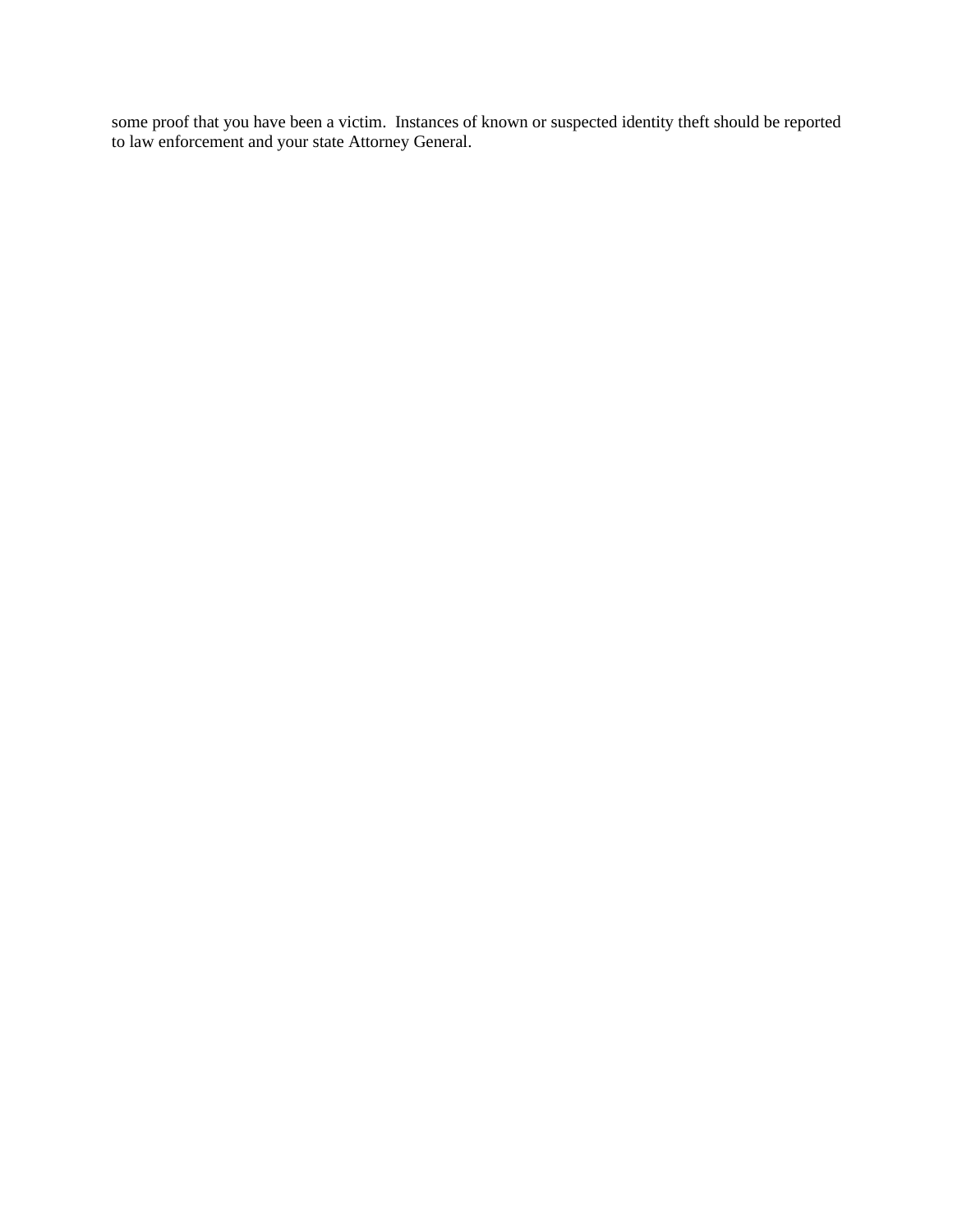some proof that you have been a victim. Instances of known or suspected identity theft should be reported to law enforcement and your state Attorney General.